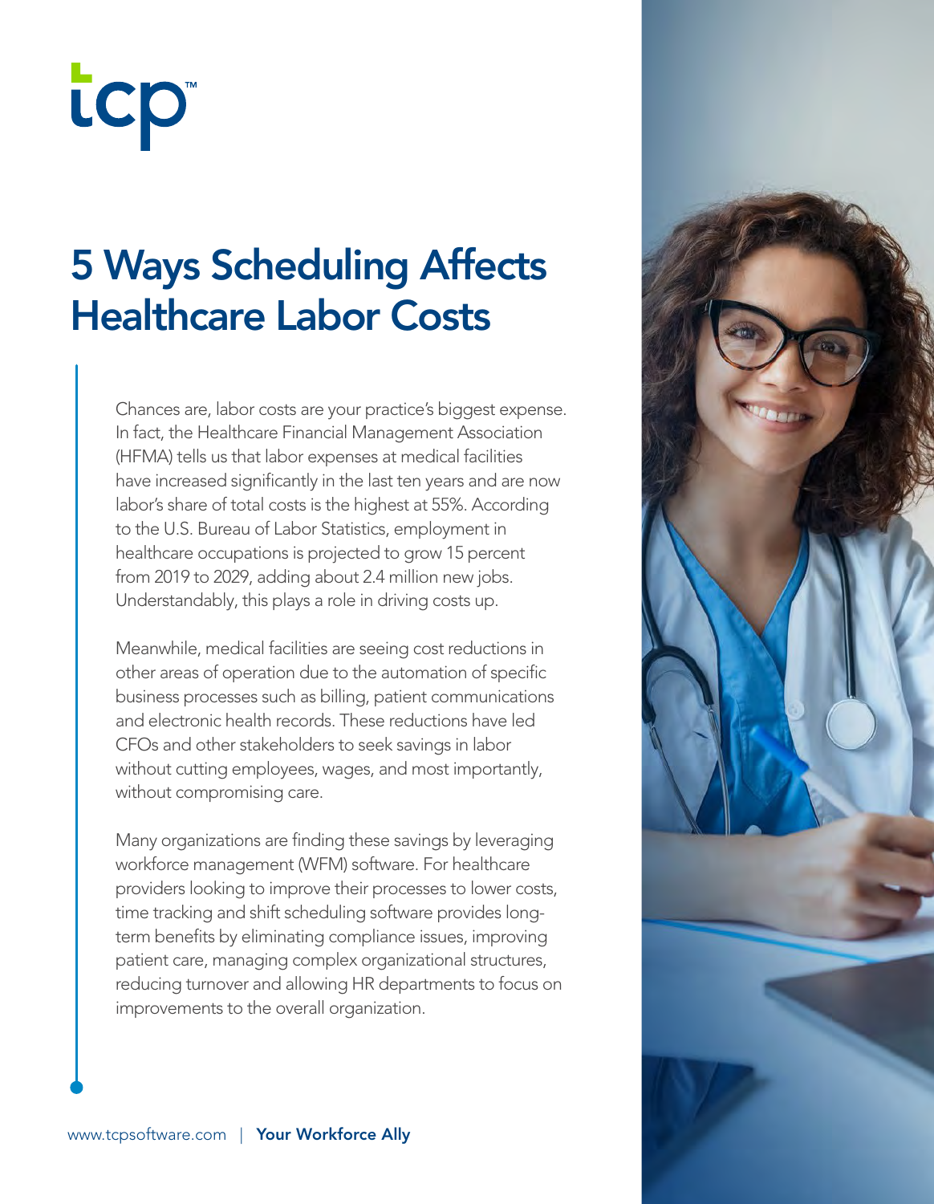# 5 Ways Scheduling Affects Healthcare Labor Costs

Chances are, labor costs are your practice's biggest expense. In fact, the Healthcare Financial Management Association (HFMA) tells us that labor expenses at medical facilities have increased significantly in the last ten years and are now labor's share of total costs is the highest at 55%. According to the U.S. Bureau of Labor Statistics, employment in healthcare occupations is projected to grow 15 percent from 2019 to 2029, adding about 2.4 million new jobs. Understandably, this plays a role in driving costs up.

Meanwhile, medical facilities are seeing cost reductions in other areas of operation due to the automation of specific business processes such as billing, patient communications and electronic health records. These reductions have led CFOs and other stakeholders to seek savings in labor without cutting employees, wages, and most importantly, without compromising care.

Many organizations are finding these savings by leveraging workforce management (WFM) software. For healthcare providers looking to improve their processes to lower costs, time tracking and shift scheduling software provides long-term benefits by eliminating compliance issues, improving patient care, managing complex organizational structures, reducing turnover and allowing HR departments to focus on improvements to the overall organization.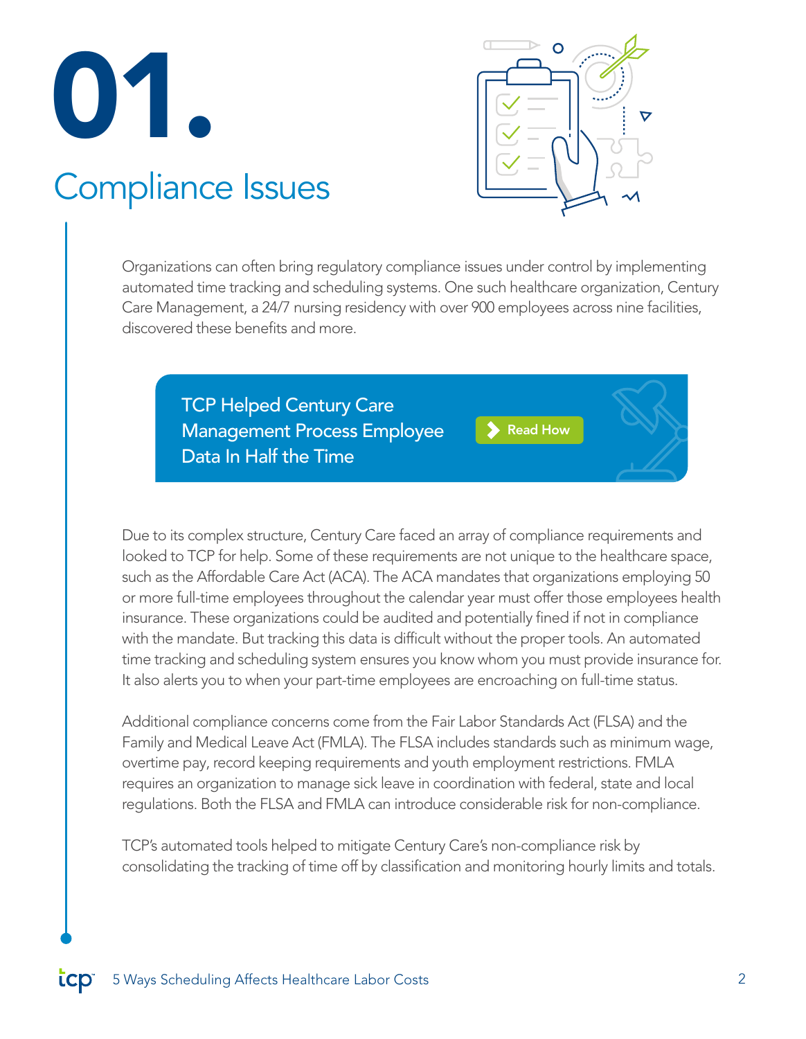# 01.

## Compliance Issues

Organizations can often bring regulatory compliance issues under control by implementing automated time tracking and scheduling systems. One such healthcare organization, Century Care Management, a 24/7 nursing residency with over 900 employees across nine facilities, discovered these benefits and more.

**TCP Helped Century Care Management Process Employee Data In Half the Time**

Read How

Due to its complex structure, Century Care faced an array of compliance requirements and looked to TCP for help. Some of these requirements are not unique to the healthcare space, such as the Affordable Care Act (ACA). The ACA mandates that organizations employing 50 or more full-time employees throughout the calendar year must offer those employees health insurance. These organizations could be audited and potentially fined if not in compliance with the mandate. But tracking this data is difficult without the proper tools. An automated time tracking and scheduling system ensures you know whom you must provide insurance for. It also alerts you to when your part-time employees are encroaching on full-time status.

Additional compliance concerns come from the Fair Labor Standards Act (FLSA) and the Family and Medical Leave Act (FMLA). The FLSA includes standards such as minimum wage, overtime pay, record keeping requirements and youth employment restrictions. FMLA requires an organization to manage sick leave in coordination with federal, state and local regulations. Both the FLSA and FMLA can introduce considerable risk for non-compliance.

TCP's automated tools helped to mitigate Century Care's non-compliance risk by consolidating the tracking of time off by classification and monitoring hourly limits and totals.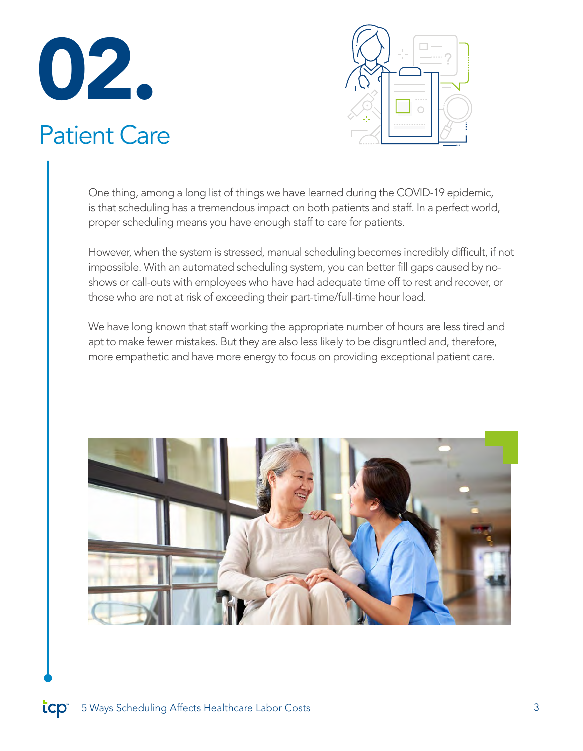# 02.

## Patient Care

One thing, among a long list of things we have learned during the COVID-19 epidemic, is that scheduling has a tremendous impact on both patients and staff. In a perfect world, proper scheduling means you have enough staff to care for patients.

However, when the system is stressed, manual scheduling becomes incredibly difficult, if not impossible. With an automated scheduling system, you can better fill gaps caused by no-shows or call-outs with employees who have had adequate time off to rest and recover, or those who are not at risk of exceeding their part-time/full-time hour load.

We have long known that staff working the appropriate number of hours are less tired and apt to make fewer mistakes. But they are also less likely to be disgruntled and, therefore, more empathetic and have more energy to focus on providing exceptional patient care.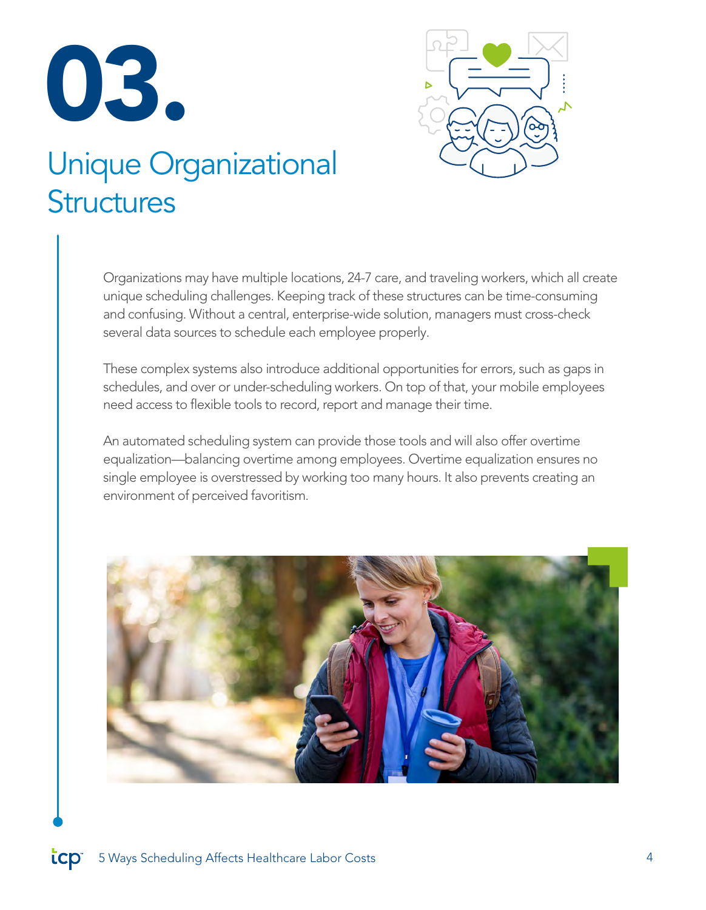# 03.

## Unique Organizational Structures

Organizations may have multiple locations, 24-7 care, and traveling workers, which all create unique scheduling challenges. Keeping track of these structures can be time-consuming and confusing. Without a central, enterprise-wide solution, managers must cross-check several data sources to schedule each employee properly.

These complex systems also introduce additional opportunities for errors, such as gaps in schedules, and over or under-scheduling workers. On top of that, your mobile employees need access to flexible tools to record, report and manage their time.

An automated scheduling system can provide those tools and will also offer overtime equalization—balancing overtime among employees. Overtime equalization ensures no single employee is overstressed by working too many hours. It also prevents creating an environment of perceived favoritism.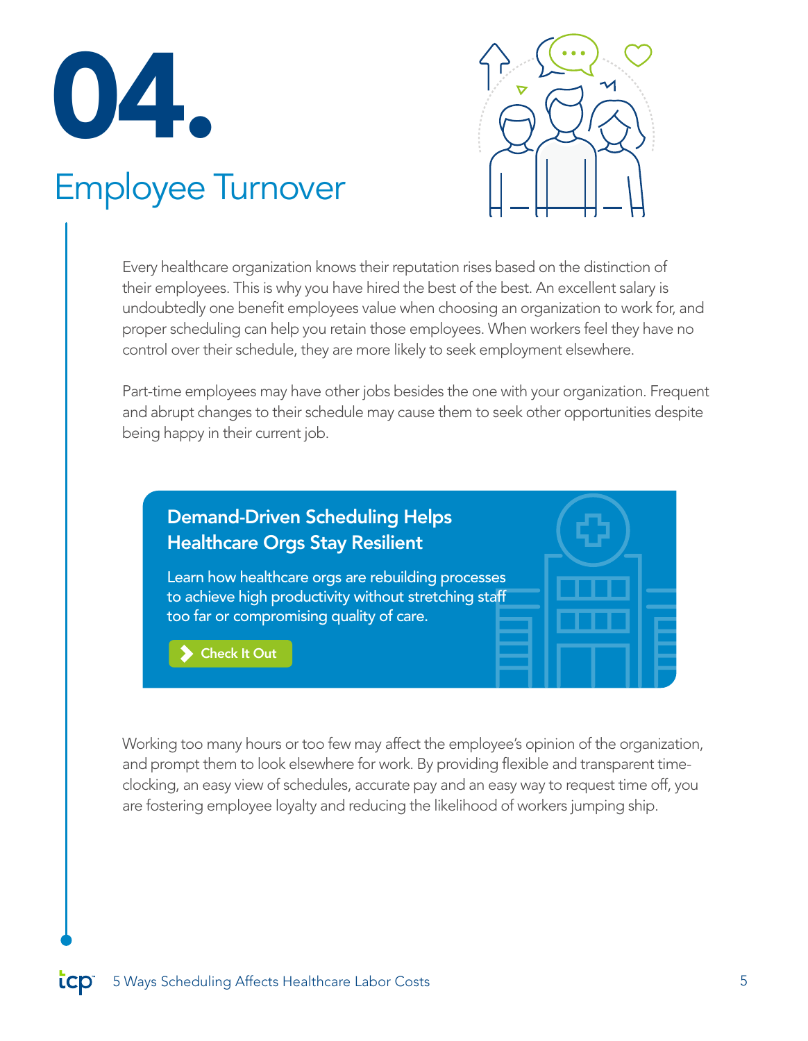# 04.

## Employee Turnover

Every healthcare organization knows their reputation rises based on the distinction of their employees. This is why you have hired the best of the best. An excellent salary is undoubtedly one benefit employees value when choosing an organization to work for, and proper scheduling can help you retain those employees. When workers feel they have no control over their schedule, they are more likely to seek employment elsewhere.

Part-time employees may have other jobs besides the one with your organization. Frequent and abrupt changes to their schedule may cause them to seek other opportunities despite being happy in their current job.

**Demand-Driven Scheduling Helps Healthcare Orgs Stay Resilient**

Learn how healthcare orgs are rebuilding processes to achieve high productivity without stretching staff too far or compromising quality of care.

Check It Out

Working too many hours or too few may affect the employee's opinion of the organization, and prompt them to look elsewhere for work. By providing flexible and transparent time-clocking, an easy view of schedules, accurate pay and an easy way to request time off, you are fostering employee loyalty and reducing the likelihood of workers jumping ship.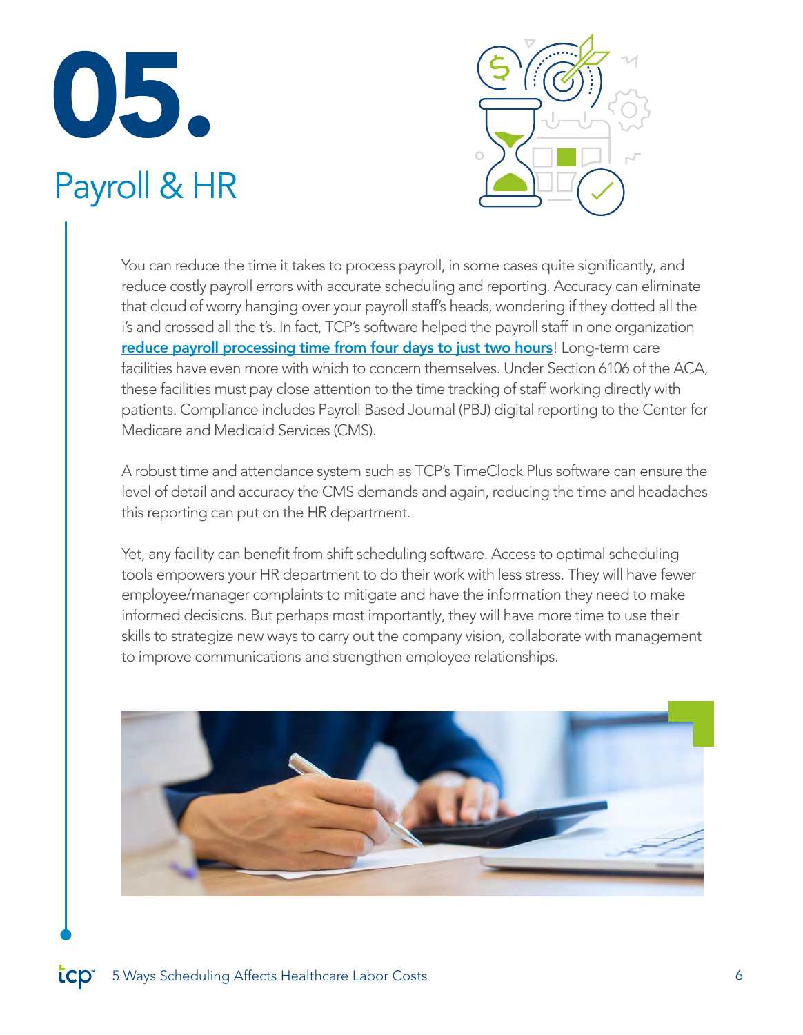# 05.

## Payroll & HR

You can reduce the time it takes to process payroll, in some cases quite significantly, and reduce costly payroll errors with accurate scheduling and reporting. Accuracy can eliminate that cloud of worry hanging over your payroll staff's heads, wondering if they dotted all the i's and crossed all the t's. In fact, TCP's software helped the payroll staff in one organization **reduce payroll processing time from four days to just two hours**! Long-term care facilities have even more with which to concern themselves. Under Section 6106 of the ACA, these facilities must pay close attention to the time tracking of staff working directly with patients. Compliance includes Payroll Based Journal (PBJ) digital reporting to the Center for Medicare and Medicaid Services (CMS).

A robust time and attendance system such as TCP's TimeClock Plus software can ensure the level of detail and accuracy the CMS demands and again, reducing the time and headaches this reporting can put on the HR department.

Yet, any facility can benefit from shift scheduling software. Access to optimal scheduling tools empowers your HR department to do their work with less stress. They will have fewer employee/manager complaints to mitigate and have the information they need to make informed decisions. But perhaps most importantly, they will have more time to use their skills to strategize new ways to carry out the company vision, collaborate with management to improve communications and strengthen employee relationships.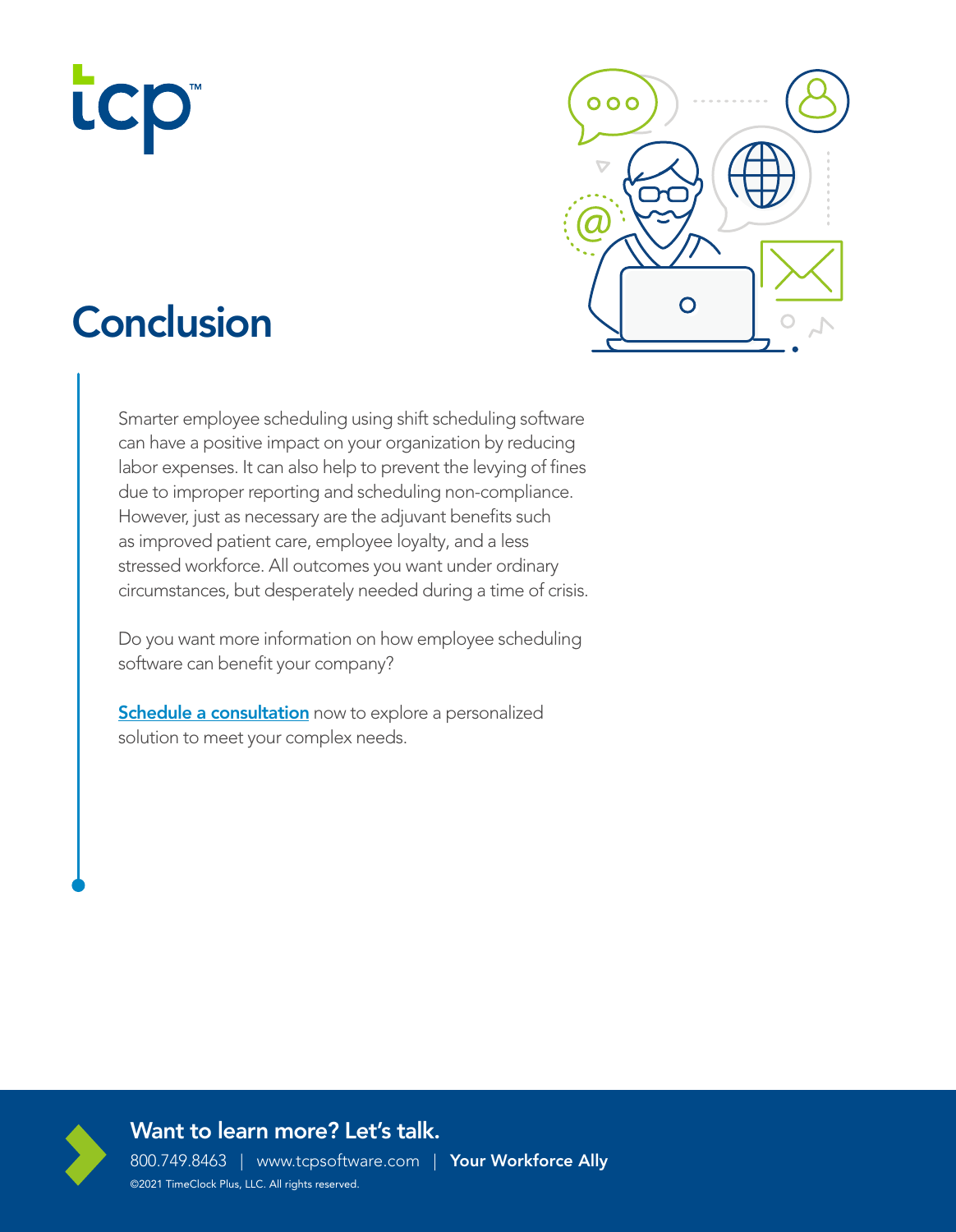# Conclusion

Smarter employee scheduling using shift scheduling software can have a positive impact on your organization by reducing labor expenses. It can also help to prevent the levying of fines due to improper reporting and scheduling non-compliance. However, just as necessary are the adjuvant benefits such as improved patient care, employee loyalty, and a less stressed workforce. All outcomes you want under ordinary circumstances, but desperately needed during a time of crisis.

Do you want more information on how employee scheduling software can benefit your company?

**Schedule a consultation** now to explore a personalized solution to meet your complex needs.

**Want to learn more? Let's talk.**

800.749.8463 | www.tcpsoftware.com | **Your Workforce Ally**

©2021 TimeClock Plus, LLC. All rights reserved.